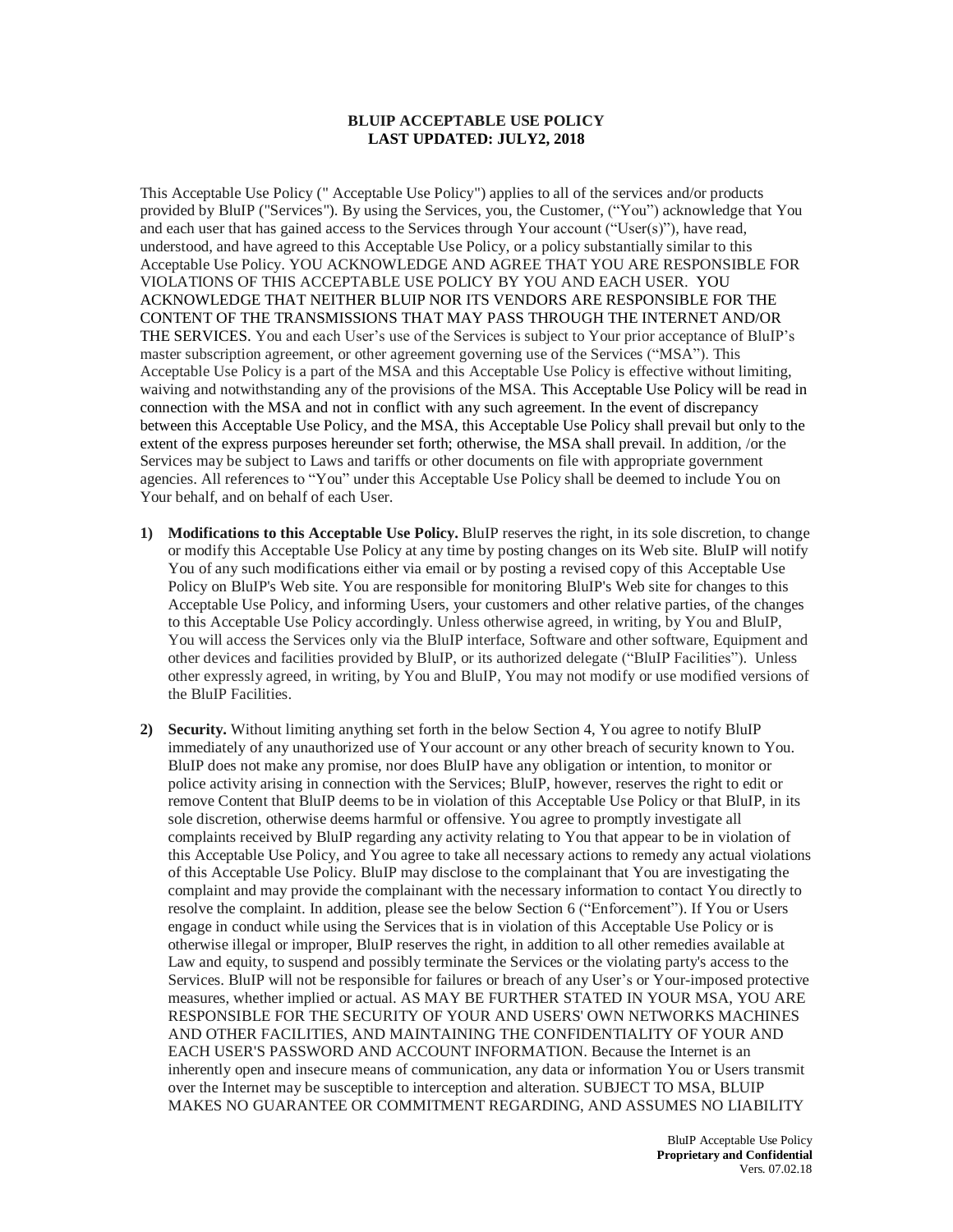# BLUIP ACCEPTABLE USE POLICY
## LAST UPDATED: JULY2, 2018

This Acceptable Use Policy (" Acceptable Use Policy") applies to all of the services and/or products provided by BluIP ("Services"). By using the Services, you, the Customer, ("You") acknowledge that You and each user that has gained access to the Services through Your account ("User(s)"), have read, understood, and have agreed to this Acceptable Use Policy, or a policy substantially similar to this Acceptable Use Policy. YOU ACKNOWLEDGE AND AGREE THAT YOU ARE RESPONSIBLE FOR VIOLATIONS OF THIS ACCEPTABLE USE POLICY BY YOU AND EACH USER. YOU ACKNOWLEDGE THAT NEITHER BLUIP NOR ITS VENDORS ARE RESPONSIBLE FOR THE CONTENT OF THE TRANSMISSIONS THAT MAY PASS THROUGH THE INTERNET AND/OR THE SERVICES. You and each User's use of the Services is subject to Your prior acceptance of BluIP's master subscription agreement, or other agreement governing use of the Services ("MSA"). This Acceptable Use Policy is a part of the MSA and this Acceptable Use Policy is effective without limiting, waiving and notwithstanding any of the provisions of the MSA. This Acceptable Use Policy will be read in connection with the MSA and not in conflict with any such agreement. In the event of discrepancy between this Acceptable Use Policy, and the MSA, this Acceptable Use Policy shall prevail but only to the extent of the express purposes hereunder set forth; otherwise, the MSA shall prevail. In addition, /or the Services may be subject to Laws and tariffs or other documents on file with appropriate government agencies. All references to "You" under this Acceptable Use Policy shall be deemed to include You on Your behalf, and on behalf of each User.

1) **Modifications to this Acceptable Use Policy.** BluIP reserves the right, in its sole discretion, to change or modify this Acceptable Use Policy at any time by posting changes on its Web site. BluIP will notify You of any such modifications either via email or by posting a revised copy of this Acceptable Use Policy on BluIP's Web site. You are responsible for monitoring BluIP's Web site for changes to this Acceptable Use Policy, and informing Users, your customers and other relative parties, of the changes to this Acceptable Use Policy accordingly. Unless otherwise agreed, in writing, by You and BluIP, You will access the Services only via the BluIP interface, Software and other software, Equipment and other devices and facilities provided by BluIP, or its authorized delegate ("BluIP Facilities"). Unless other expressly agreed, in writing, by You and BluIP, You may not modify or use modified versions of the BluIP Facilities.

2) **Security.** Without limiting anything set forth in the below Section 4, You agree to notify BluIP immediately of any unauthorized use of Your account or any other breach of security known to You. BluIP does not make any promise, nor does BluIP have any obligation or intention, to monitor or police activity arising in connection with the Services; BluIP, however, reserves the right to edit or remove Content that BluIP deems to be in violation of this Acceptable Use Policy or that BluIP, in its sole discretion, otherwise deems harmful or offensive. You agree to promptly investigate all complaints received by BluIP regarding any activity relating to You that appear to be in violation of this Acceptable Use Policy, and You agree to take all necessary actions to remedy any actual violations of this Acceptable Use Policy. BluIP may disclose to the complainant that You are investigating the complaint and may provide the complainant with the necessary information to contact You directly to resolve the complaint. In addition, please see the below Section 6 ("Enforcement"). If You or Users engage in conduct while using the Services that is in violation of this Acceptable Use Policy or is otherwise illegal or improper, BluIP reserves the right, in addition to all other remedies available at Law and equity, to suspend and possibly terminate the Services or the violating party's access to the Services. BluIP will not be responsible for failures or breach of any User's or Your-imposed protective measures, whether implied or actual. AS MAY BE FURTHER STATED IN YOUR MSA, YOU ARE RESPONSIBLE FOR THE SECURITY OF YOUR AND USERS' OWN NETWORKS MACHINES AND OTHER FACILITIES, AND MAINTAINING THE CONFIDENTIALITY OF YOUR AND EACH USER'S PASSWORD AND ACCOUNT INFORMATION. Because the Internet is an inherently open and insecure means of communication, any data or information You or Users transmit over the Internet may be susceptible to interception and alteration. SUBJECT TO MSA, BLUIP MAKES NO GUARANTEE OR COMMITMENT REGARDING, AND ASSUMES NO LIABILITY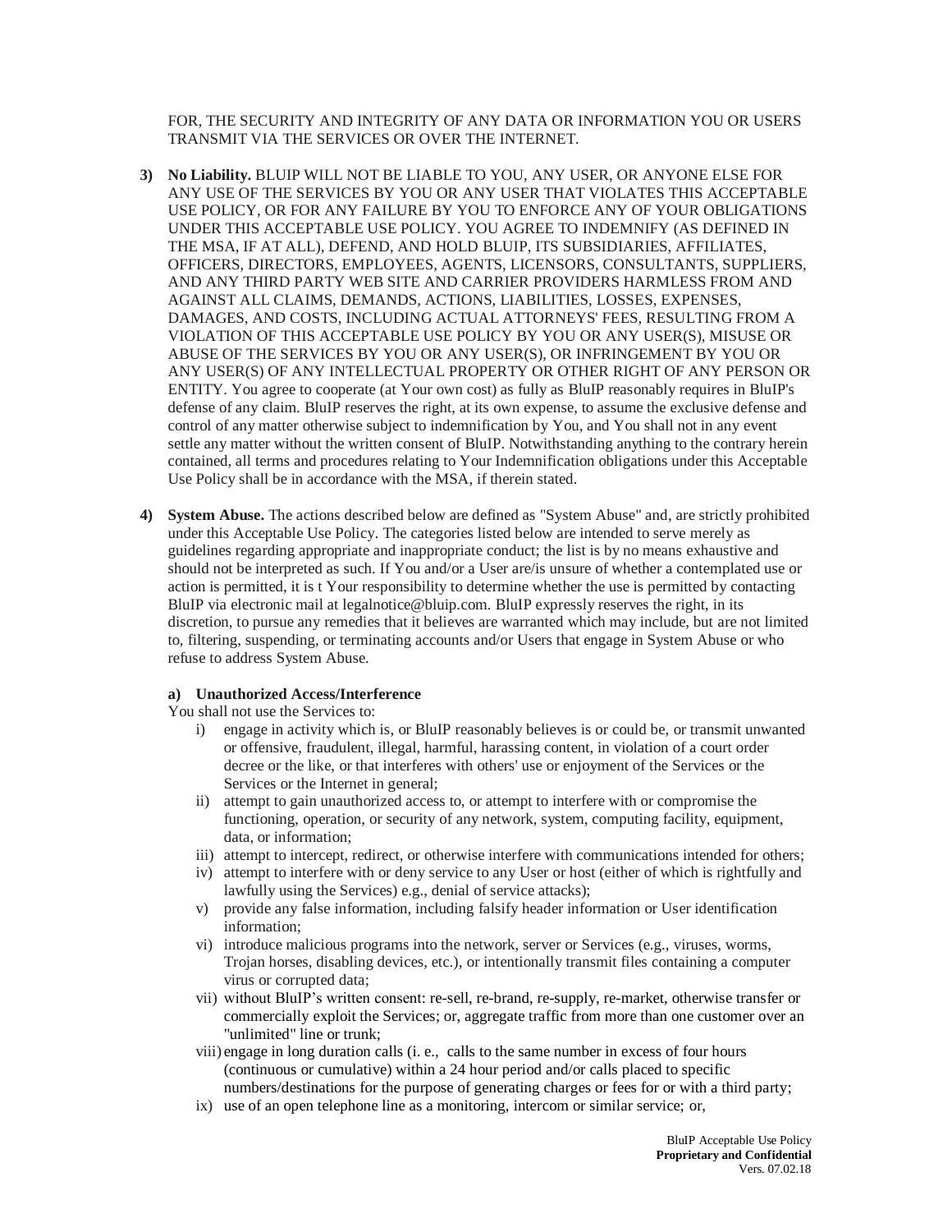FOR, THE SECURITY AND INTEGRITY OF ANY DATA OR INFORMATION YOU OR USERS TRANSMIT VIA THE SERVICES OR OVER THE INTERNET.

3) **No Liability.** BLUIP WILL NOT BE LIABLE TO YOU, ANY USER, OR ANYONE ELSE FOR ANY USE OF THE SERVICES BY YOU OR ANY USER THAT VIOLATES THIS ACCEPTABLE USE POLICY, OR FOR ANY FAILURE BY YOU TO ENFORCE ANY OF YOUR OBLIGATIONS UNDER THIS ACCEPTABLE USE POLICY. YOU AGREE TO INDEMNIFY (AS DEFINED IN THE MSA, IF AT ALL), DEFEND, AND HOLD BLUIP, ITS SUBSIDIARIES, AFFILIATES, OFFICERS, DIRECTORS, EMPLOYEES, AGENTS, LICENSORS, CONSULTANTS, SUPPLIERS, AND ANY THIRD PARTY WEB SITE AND CARRIER PROVIDERS HARMLESS FROM AND AGAINST ALL CLAIMS, DEMANDS, ACTIONS, LIABILITIES, LOSSES, EXPENSES, DAMAGES, AND COSTS, INCLUDING ACTUAL ATTORNEYS' FEES, RESULTING FROM A VIOLATION OF THIS ACCEPTABLE USE POLICY BY YOU OR ANY USER(S), MISUSE OR ABUSE OF THE SERVICES BY YOU OR ANY USER(S), OR INFRINGEMENT BY YOU OR ANY USER(S) OF ANY INTELLECTUAL PROPERTY OR OTHER RIGHT OF ANY PERSON OR ENTITY. You agree to cooperate (at Your own cost) as fully as BluIP reasonably requires in BluIP's defense of any claim. BluIP reserves the right, at its own expense, to assume the exclusive defense and control of any matter otherwise subject to indemnification by You, and You shall not in any event settle any matter without the written consent of BluIP. Notwithstanding anything to the contrary herein contained, all terms and procedures relating to Your Indemnification obligations under this Acceptable Use Policy shall be in accordance with the MSA, if therein stated.

4) **System Abuse.** The actions described below are defined as "System Abuse" and, are strictly prohibited under this Acceptable Use Policy. The categories listed below are intended to serve merely as guidelines regarding appropriate and inappropriate conduct; the list is by no means exhaustive and should not be interpreted as such. If You and/or a User are/is unsure of whether a contemplated use or action is permitted, it is t Your responsibility to determine whether the use is permitted by contacting BluIP via electronic mail at legalnotice@bluip.com. BluIP expressly reserves the right, in its discretion, to pursue any remedies that it believes are warranted which may include, but are not limited to, filtering, suspending, or terminating accounts and/or Users that engage in System Abuse or who refuse to address System Abuse.

   a) **Unauthorized Access/Interference**

   You shall not use the Services to:

   i) engage in activity which is, or BluIP reasonably believes is or could be, or transmit unwanted or offensive, fraudulent, illegal, harmful, harassing content, in violation of a court order decree or the like, or that interferes with others' use or enjoyment of the Services or the Services or the Internet in general;
   ii) attempt to gain unauthorized access to, or attempt to interfere with or compromise the functioning, operation, or security of any network, system, computing facility, equipment, data, or information;
   iii) attempt to intercept, redirect, or otherwise interfere with communications intended for others;
   iv) attempt to interfere with or deny service to any User or host (either of which is rightfully and lawfully using the Services) e.g., denial of service attacks);
   v) provide any false information, including falsify header information or User identification information;
   vi) introduce malicious programs into the network, server or Services (e.g., viruses, worms, Trojan horses, disabling devices, etc.), or intentionally transmit files containing a computer virus or corrupted data;
   vii) without BluIP's written consent: re-sell, re-brand, re-supply, re-market, otherwise transfer or commercially exploit the Services; or, aggregate traffic from more than one customer over an "unlimited" line or trunk;
   viii) engage in long duration calls (i. e., calls to the same number in excess of four hours (continuous or cumulative) within a 24 hour period and/or calls placed to specific numbers/destinations for the purpose of generating charges or fees for or with a third party;
   ix) use of an open telephone line as a monitoring, intercom or similar service; or,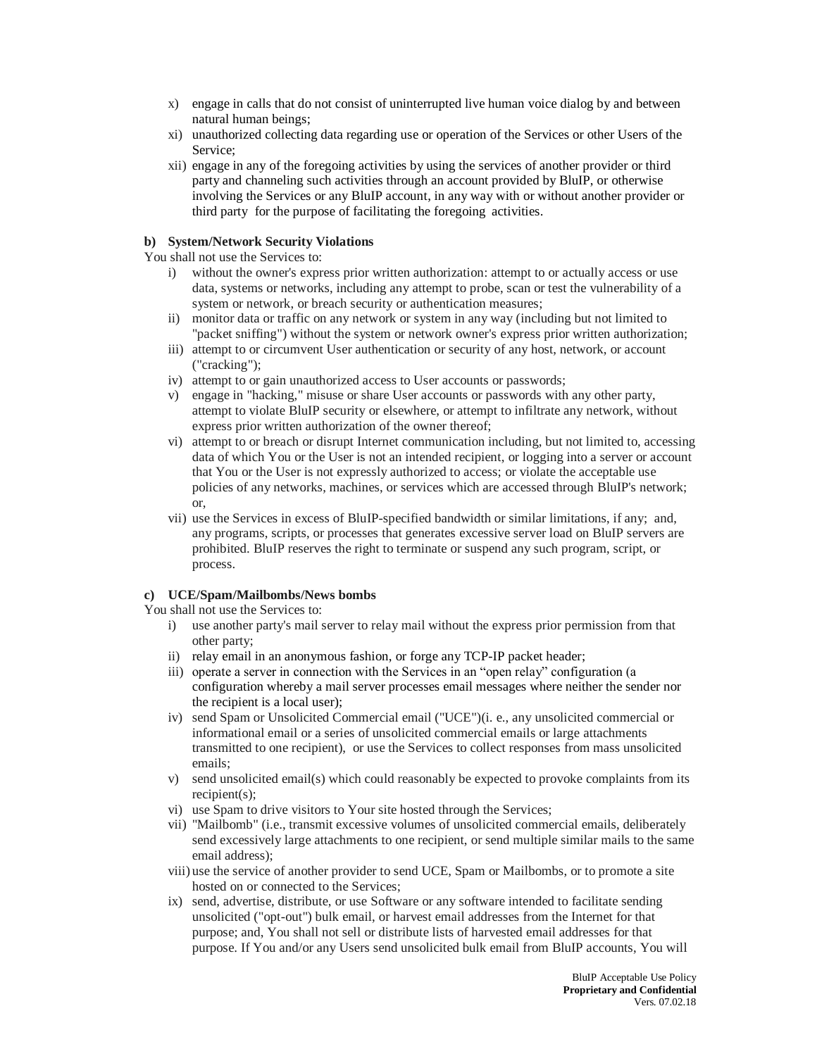x) engage in calls that do not consist of uninterrupted live human voice dialog by and between natural human beings;
xi) unauthorized collecting data regarding use or operation of the Services or other Users of the Service;
xii) engage in any of the foregoing activities by using the services of another provider or third party and channeling such activities through an account provided by BluIP, or otherwise involving the Services or any BluIP account, in any way with or without another provider or third party for the purpose of facilitating the foregoing activities.

**b) System/Network Security Violations**

You shall not use the Services to:

i) without the owner's express prior written authorization: attempt to or actually access or use data, systems or networks, including any attempt to probe, scan or test the vulnerability of a system or network, or breach security or authentication measures;
ii) monitor data or traffic on any network or system in any way (including but not limited to "packet sniffing") without the system or network owner's express prior written authorization;
iii) attempt to or circumvent User authentication or security of any host, network, or account ("cracking");
iv) attempt to or gain unauthorized access to User accounts or passwords;
v) engage in "hacking," misuse or share User accounts or passwords with any other party, attempt to violate BluIP security or elsewhere, or attempt to infiltrate any network, without express prior written authorization of the owner thereof;
vi) attempt to or breach or disrupt Internet communication including, but not limited to, accessing data of which You or the User is not an intended recipient, or logging into a server or account that You or the User is not expressly authorized to access; or violate the acceptable use policies of any networks, machines, or services which are accessed through BluIP's network; or,
vii) use the Services in excess of BluIP-specified bandwidth or similar limitations, if any; and, any programs, scripts, or processes that generates excessive server load on BluIP servers are prohibited. BluIP reserves the right to terminate or suspend any such program, script, or process.

**c) UCE/Spam/Mailbombs/News bombs**

You shall not use the Services to:

i) use another party's mail server to relay mail without the express prior permission from that other party;
ii) relay email in an anonymous fashion, or forge any TCP-IP packet header;
iii) operate a server in connection with the Services in an "open relay" configuration (a configuration whereby a mail server processes email messages where neither the sender nor the recipient is a local user);
iv) send Spam or Unsolicited Commercial email ("UCE")(i. e., any unsolicited commercial or informational email or a series of unsolicited commercial emails or large attachments transmitted to one recipient), or use the Services to collect responses from mass unsolicited emails;
v) send unsolicited email(s) which could reasonably be expected to provoke complaints from its recipient(s);
vi) use Spam to drive visitors to Your site hosted through the Services;
vii) "Mailbomb" (i.e., transmit excessive volumes of unsolicited commercial emails, deliberately send excessively large attachments to one recipient, or send multiple similar mails to the same email address);
viii) use the service of another provider to send UCE, Spam or Mailbombs, or to promote a site hosted on or connected to the Services;
ix) send, advertise, distribute, or use Software or any software intended to facilitate sending unsolicited ("opt-out") bulk email, or harvest email addresses from the Internet for that purpose; and, You shall not sell or distribute lists of harvested email addresses for that purpose. If You and/or any Users send unsolicited bulk email from BluIP accounts, You will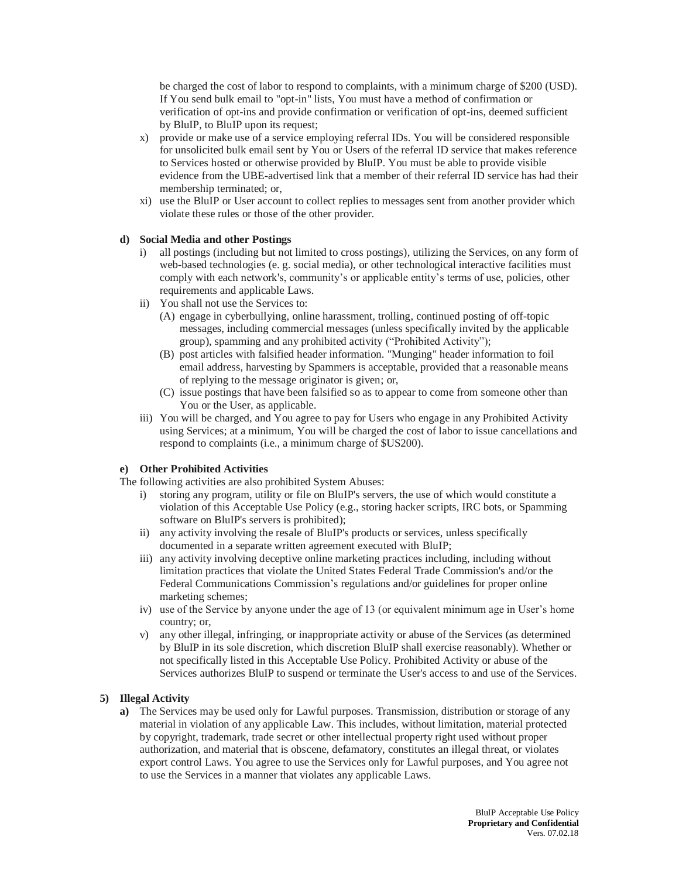be charged the cost of labor to respond to complaints, with a minimum charge of $200 (USD). If You send bulk email to "opt-in" lists, You must have a method of confirmation or verification of opt-ins and provide confirmation or verification of opt-ins, deemed sufficient by BluIP, to BluIP upon its request;

x) provide or make use of a service employing referral IDs. You will be considered responsible for unsolicited bulk email sent by You or Users of the referral ID service that makes reference to Services hosted or otherwise provided by BluIP. You must be able to provide visible evidence from the UBE-advertised link that a member of their referral ID service has had their membership terminated; or,

xi) use the BluIP or User account to collect replies to messages sent from another provider which violate these rules or those of the other provider.

**d) Social Media and other Postings**

i) all postings (including but not limited to cross postings), utilizing the Services, on any form of web-based technologies (e. g. social media), or other technological interactive facilities must comply with each network's, community's or applicable entity's terms of use, policies, other requirements and applicable Laws.

ii) You shall not use the Services to:

(A) engage in cyberbullying, online harassment, trolling, continued posting of off-topic messages, including commercial messages (unless specifically invited by the applicable group), spamming and any prohibited activity ("Prohibited Activity");

(B) post articles with falsified header information. "Munging" header information to foil email address, harvesting by Spammers is acceptable, provided that a reasonable means of replying to the message originator is given; or,

(C) issue postings that have been falsified so as to appear to come from someone other than You or the User, as applicable.

iii) You will be charged, and You agree to pay for Users who engage in any Prohibited Activity using Services; at a minimum, You will be charged the cost of labor to issue cancellations and respond to complaints (i.e., a minimum charge of $US200).

**e) Other Prohibited Activities**

The following activities are also prohibited System Abuses:

i) storing any program, utility or file on BluIP's servers, the use of which would constitute a violation of this Acceptable Use Policy (e.g., storing hacker scripts, IRC bots, or Spamming software on BluIP's servers is prohibited);

ii) any activity involving the resale of BluIP's products or services, unless specifically documented in a separate written agreement executed with BluIP;

iii) any activity involving deceptive online marketing practices including, including without limitation practices that violate the United States Federal Trade Commission's and/or the Federal Communications Commission's regulations and/or guidelines for proper online marketing schemes;

iv) use of the Service by anyone under the age of 13 (or equivalent minimum age in User's home country; or,

v) any other illegal, infringing, or inappropriate activity or abuse of the Services (as determined by BluIP in its sole discretion, which discretion BluIP shall exercise reasonably). Whether or not specifically listed in this Acceptable Use Policy. Prohibited Activity or abuse of the Services authorizes BluIP to suspend or terminate the User's access to and use of the Services.

**5) Illegal Activity**

**a)** The Services may be used only for Lawful purposes. Transmission, distribution or storage of any material in violation of any applicable Law. This includes, without limitation, material protected by copyright, trademark, trade secret or other intellectual property right used without proper authorization, and material that is obscene, defamatory, constitutes an illegal threat, or violates export control Laws. You agree to use the Services only for Lawful purposes, and You agree not to use the Services in a manner that violates any applicable Laws.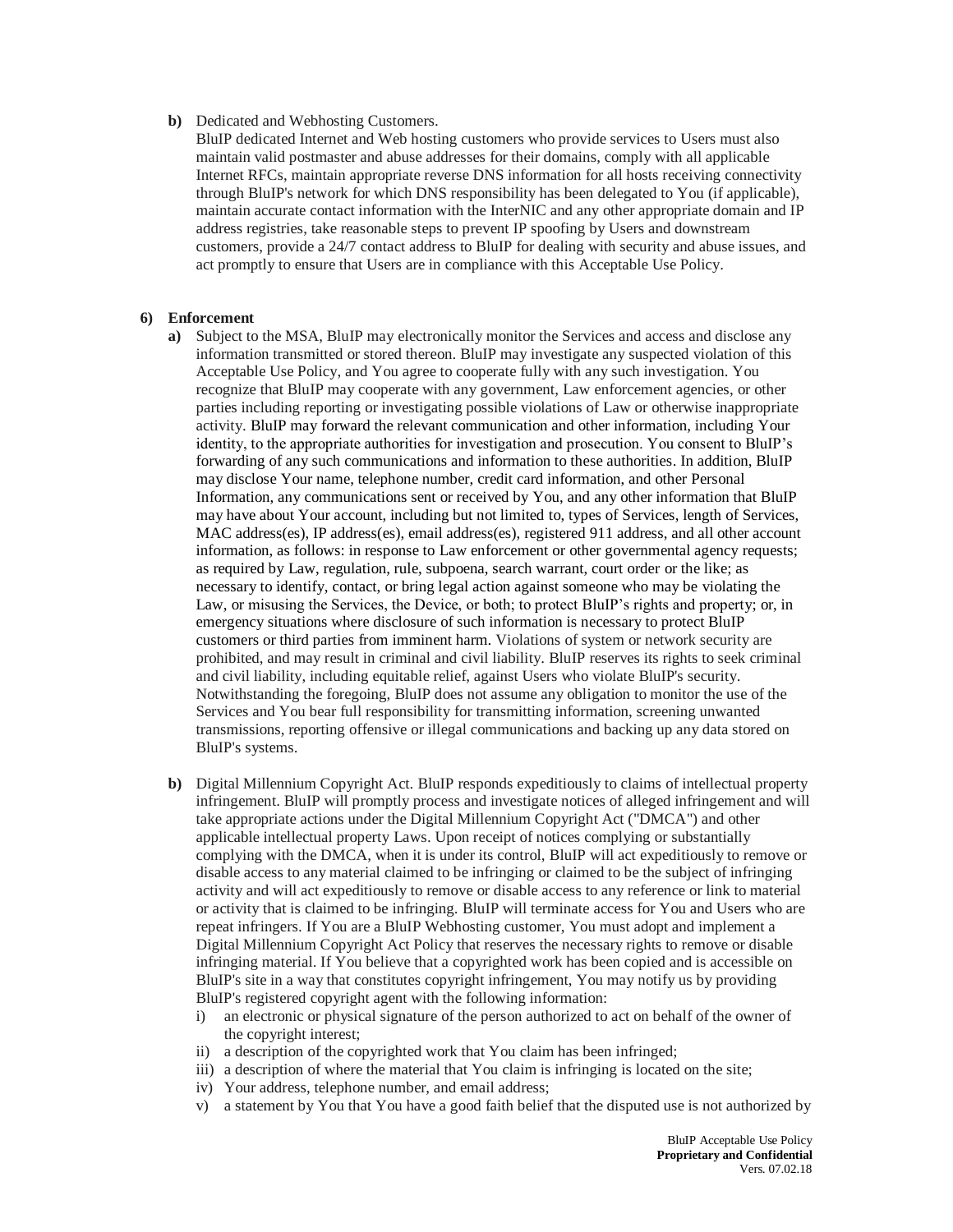**b)** Dedicated and Webhosting Customers.
BluIP dedicated Internet and Web hosting customers who provide services to Users must also maintain valid postmaster and abuse addresses for their domains, comply with all applicable Internet RFCs, maintain appropriate reverse DNS information for all hosts receiving connectivity through BluIP's network for which DNS responsibility has been delegated to You (if applicable), maintain accurate contact information with the InterNIC and any other appropriate domain and IP address registries, take reasonable steps to prevent IP spoofing by Users and downstream customers, provide a 24/7 contact address to BluIP for dealing with security and abuse issues, and act promptly to ensure that Users are in compliance with this Acceptable Use Policy.

## 6) Enforcement

**a)** Subject to the MSA, BluIP may electronically monitor the Services and access and disclose any information transmitted or stored thereon. BluIP may investigate any suspected violation of this Acceptable Use Policy, and You agree to cooperate fully with any such investigation. You recognize that BluIP may cooperate with any government, Law enforcement agencies, or other parties including reporting or investigating possible violations of Law or otherwise inappropriate activity. BluIP may forward the relevant communication and other information, including Your identity, to the appropriate authorities for investigation and prosecution. You consent to BluIP's forwarding of any such communications and information to these authorities. In addition, BluIP may disclose Your name, telephone number, credit card information, and other Personal Information, any communications sent or received by You, and any other information that BluIP may have about Your account, including but not limited to, types of Services, length of Services, MAC address(es), IP address(es), email address(es), registered 911 address, and all other account information, as follows: in response to Law enforcement or other governmental agency requests; as required by Law, regulation, rule, subpoena, search warrant, court order or the like; as necessary to identify, contact, or bring legal action against someone who may be violating the Law, or misusing the Services, the Device, or both; to protect BluIP's rights and property; or, in emergency situations where disclosure of such information is necessary to protect BluIP customers or third parties from imminent harm. Violations of system or network security are prohibited, and may result in criminal and civil liability. BluIP reserves its rights to seek criminal and civil liability, including equitable relief, against Users who violate BluIP's security. Notwithstanding the foregoing, BluIP does not assume any obligation to monitor the use of the Services and You bear full responsibility for transmitting information, screening unwanted transmissions, reporting offensive or illegal communications and backing up any data stored on BluIP's systems.

**b)** Digital Millennium Copyright Act. BluIP responds expeditiously to claims of intellectual property infringement. BluIP will promptly process and investigate notices of alleged infringement and will take appropriate actions under the Digital Millennium Copyright Act ("DMCA") and other applicable intellectual property Laws. Upon receipt of notices complying or substantially complying with the DMCA, when it is under its control, BluIP will act expeditiously to remove or disable access to any material claimed to be infringing or claimed to be the subject of infringing activity and will act expeditiously to remove or disable access to any reference or link to material or activity that is claimed to be infringing. BluIP will terminate access for You and Users who are repeat infringers. If You are a BluIP Webhosting customer, You must adopt and implement a Digital Millennium Copyright Act Policy that reserves the necessary rights to remove or disable infringing material. If You believe that a copyrighted work has been copied and is accessible on BluIP's site in a way that constitutes copyright infringement, You may notify us by providing BluIP's registered copyright agent with the following information:

i) an electronic or physical signature of the person authorized to act on behalf of the owner of the copyright interest;
ii) a description of the copyrighted work that You claim has been infringed;
iii) a description of where the material that You claim is infringing is located on the site;
iv) Your address, telephone number, and email address;
v) a statement by You that You have a good faith belief that the disputed use is not authorized by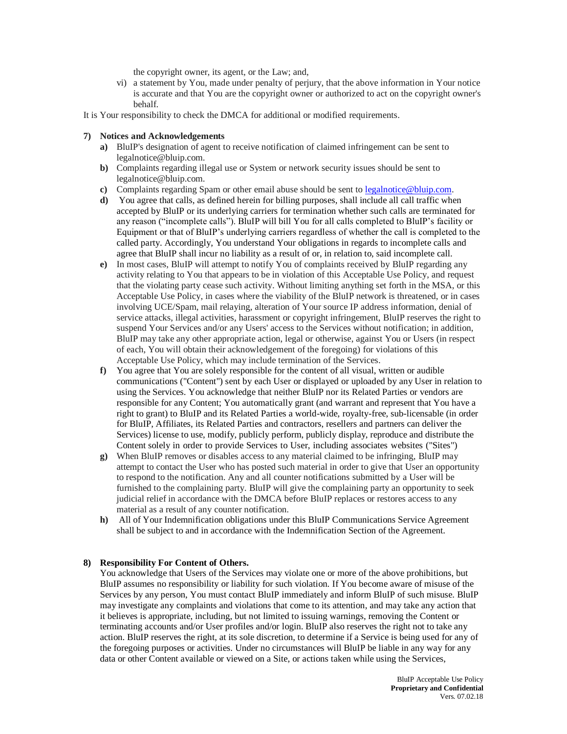the copyright owner, its agent, or the Law; and,

vi) a statement by You, made under penalty of perjury, that the above information in Your notice is accurate and that You are the copyright owner or authorized to act on the copyright owner's behalf.

It is Your responsibility to check the DMCA for additional or modified requirements.

**7) Notices and Acknowledgements**

**a)** BluIP's designation of agent to receive notification of claimed infringement can be sent to legalnotice@bluip.com.

**b)** Complaints regarding illegal use or System or network security issues should be sent to legalnotice@bluip.com.

**c)** Complaints regarding Spam or other email abuse should be sent to legalnotice@bluip.com.

**d)** You agree that calls, as defined herein for billing purposes, shall include all call traffic when accepted by BluIP or its underlying carriers for termination whether such calls are terminated for any reason ("incomplete calls"). BluIP will bill You for all calls completed to BluIP's facility or Equipment or that of BluIP's underlying carriers regardless of whether the call is completed to the called party. Accordingly, You understand Your obligations in regards to incomplete calls and agree that BluIP shall incur no liability as a result of or, in relation to, said incomplete call.

**e)** In most cases, BluIP will attempt to notify You of complaints received by BluIP regarding any activity relating to You that appears to be in violation of this Acceptable Use Policy, and request that the violating party cease such activity. Without limiting anything set forth in the MSA, or this Acceptable Use Policy, in cases where the viability of the BluIP network is threatened, or in cases involving UCE/Spam, mail relaying, alteration of Your source IP address information, denial of service attacks, illegal activities, harassment or copyright infringement, BluIP reserves the right to suspend Your Services and/or any Users' access to the Services without notification; in addition, BluIP may take any other appropriate action, legal or otherwise, against You or Users (in respect of each, You will obtain their acknowledgement of the foregoing) for violations of this Acceptable Use Policy, which may include termination of the Services.

**f)** You agree that You are solely responsible for the content of all visual, written or audible communications ("Content") sent by each User or displayed or uploaded by any User in relation to using the Services. You acknowledge that neither BluIP nor its Related Parties or vendors are responsible for any Content; You automatically grant (and warrant and represent that You have a right to grant) to BluIP and its Related Parties a world-wide, royalty-free, sub-licensable (in order for BluIP, Affiliates, its Related Parties and contractors, resellers and partners can deliver the Services) license to use, modify, publicly perform, publicly display, reproduce and distribute the Content solely in order to provide Services to User, including associates websites ("Sites")

**g)** When BluIP removes or disables access to any material claimed to be infringing, BluIP may attempt to contact the User who has posted such material in order to give that User an opportunity to respond to the notification. Any and all counter notifications submitted by a User will be furnished to the complaining party. BluIP will give the complaining party an opportunity to seek judicial relief in accordance with the DMCA before BluIP replaces or restores access to any material as a result of any counter notification.

**h)** All of Your Indemnification obligations under this BluIP Communications Service Agreement shall be subject to and in accordance with the Indemnification Section of the Agreement.

**8) Responsibility For Content of Others.**

You acknowledge that Users of the Services may violate one or more of the above prohibitions, but BluIP assumes no responsibility or liability for such violation. If You become aware of misuse of the Services by any person, You must contact BluIP immediately and inform BluIP of such misuse. BluIP may investigate any complaints and violations that come to its attention, and may take any action that it believes is appropriate, including, but not limited to issuing warnings, removing the Content or terminating accounts and/or User profiles and/or login. BluIP also reserves the right not to take any action. BluIP reserves the right, at its sole discretion, to determine if a Service is being used for any of the foregoing purposes or activities. Under no circumstances will BluIP be liable in any way for any data or other Content available or viewed on a Site, or actions taken while using the Services,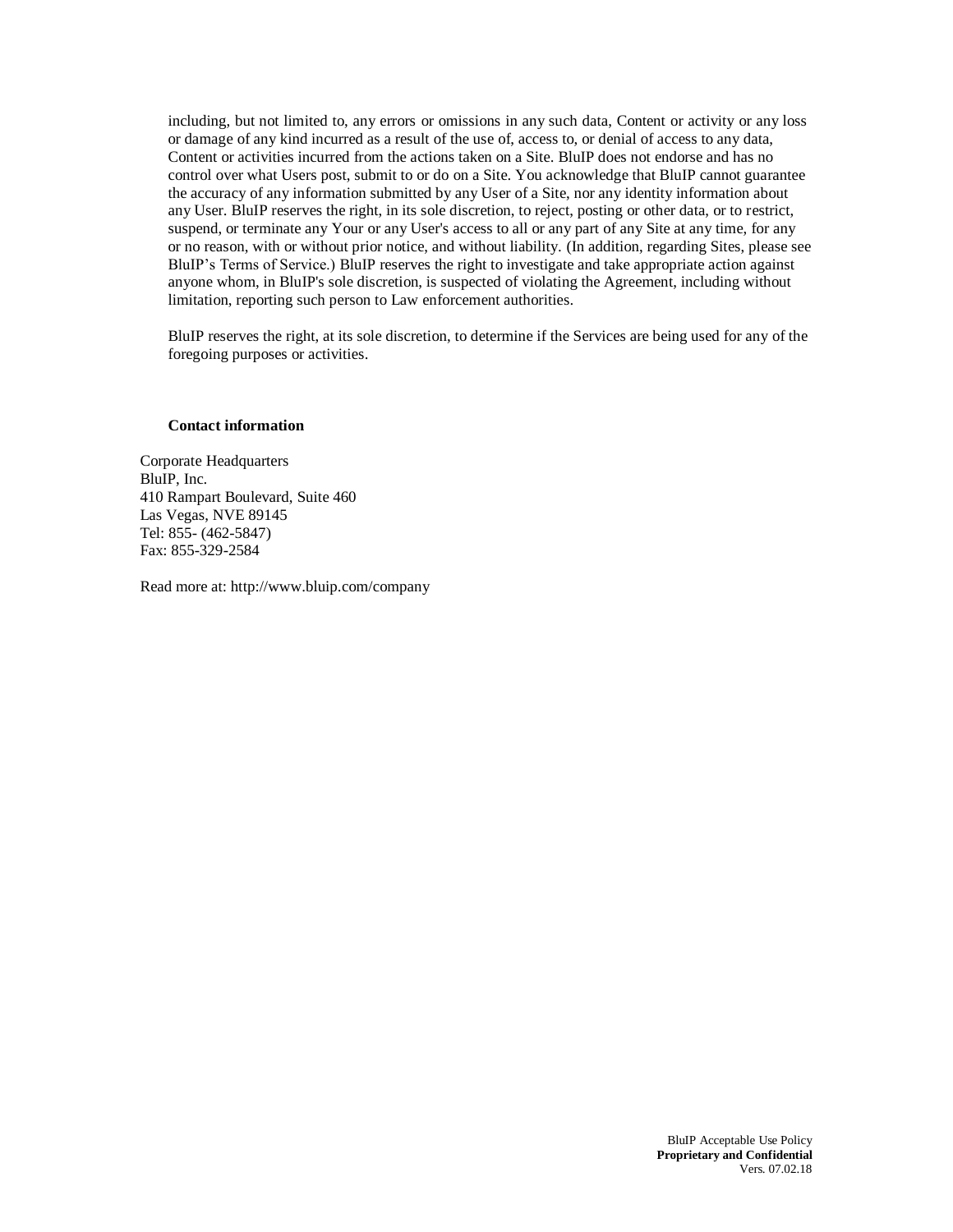including, but not limited to, any errors or omissions in any such data, Content or activity or any loss or damage of any kind incurred as a result of the use of, access to, or denial of access to any data, Content or activities incurred from the actions taken on a Site. BluIP does not endorse and has no control over what Users post, submit to or do on a Site. You acknowledge that BluIP cannot guarantee the accuracy of any information submitted by any User of a Site, nor any identity information about any User. BluIP reserves the right, in its sole discretion, to reject, posting or other data, or to restrict, suspend, or terminate any Your or any User's access to all or any part of any Site at any time, for any or no reason, with or without prior notice, and without liability. (In addition, regarding Sites, please see BluIP's Terms of Service.) BluIP reserves the right to investigate and take appropriate action against anyone whom, in BluIP's sole discretion, is suspected of violating the Agreement, including without limitation, reporting such person to Law enforcement authorities.

BluIP reserves the right, at its sole discretion, to determine if the Services are being used for any of the foregoing purposes or activities.

**Contact information**

Corporate Headquarters
BluIP, Inc.
410 Rampart Boulevard, Suite 460
Las Vegas, NVE 89145
Tel: 855- (462-5847)
Fax: 855-329-2584

Read more at: http://www.bluip.com/company